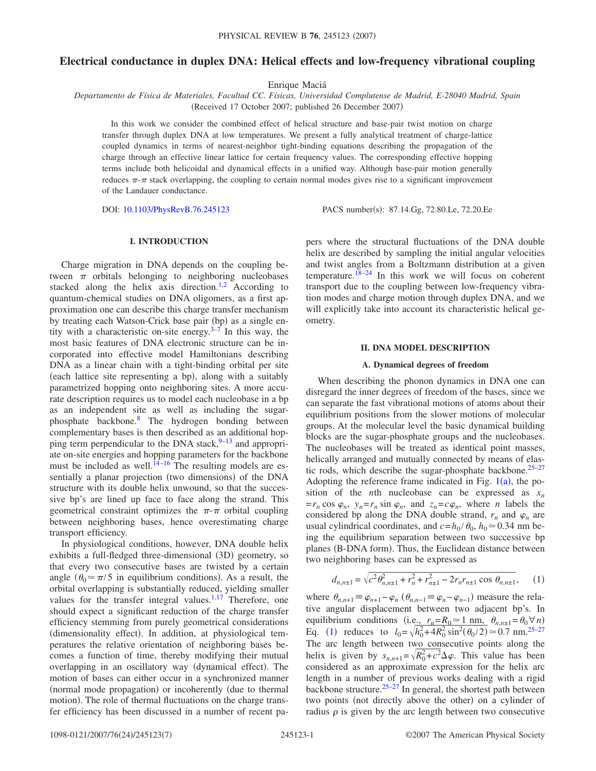# Electrical conductance in duplex DNA: Helical effects and low-frequency vibrational coupling

Enrique Maciá

*Departamento de Física de Materiales, Facultad CC. Físicas, Universidad Complutense de Madrid, E-28040 Madrid, Spain*

(Received 17 October 2007; published 26 December 2007)

In this work we consider the combined effect of helical structure and base-pair twist motion on charge transfer through duplex DNA at low temperatures. We present a fully analytical treatment of charge-lattice coupled dynamics in terms of nearest-neighbor tight-binding equations describing the propagation of the charge through an effective linear lattice for certain frequency values. The corresponding effective hopping terms include both helicoidal and dynamical effects in a unified way. Although base-pair motion generally reduces $\pi$-$\pi$ stack overlapping, the coupling to certain normal modes gives rise to a significant improvement of the Landauer conductance.

DOI: 10.1103/PhysRevB.76.245123 PACS number(s): 87.14.Gg, 72.80.Le, 72.20.Ee

## I. INTRODUCTION

Charge migration in DNA depends on the coupling between $\pi$ orbitals belonging to neighboring nucleobases stacked along the helix axis direction.[1,2] According to quantum-chemical studies on DNA oligomers, as a first approximation one can describe this charge transfer mechanism by treating each Watson-Crick base pair (bp) as a single entity with a characteristic on-site energy.[3–7] In this way, the most basic features of DNA electronic structure can be incorporated into effective model Hamiltonians describing DNA as a linear chain with a tight-binding orbital per site (each lattice site representing a bp), along with a suitably parametrized hopping onto neighboring sites. A more accurate description requires us to model each nucleobase in a bp as an independent site as well as including the sugar-phosphate backbone.[8] The hydrogen bonding between complementary bases is then described as an additional hopping term perpendicular to the DNA stack,[9–13] and appropriate on-site energies and hopping parameters for the backbone must be included as well.[14–16] The resulting models are essentially a planar projection (two dimensions) of the DNA structure with its double helix unwound, so that the successive bp's are lined up face to face along the strand. This geometrical constraint optimizes the $\pi$-$\pi$ orbital coupling between neighboring bases, hence overestimating charge transport efficiency.

In physiological conditions, however, DNA double helix exhibits a full-fledged three-dimensional (3D) geometry, so that every two consecutive bases are twisted by a certain angle ($\theta_0 \simeq \pi/5$ in equilibrium conditions). As a result, the orbital overlapping is substantially reduced, yielding smaller values for the transfer integral values.[1,17] Therefore, one should expect a significant reduction of the charge transfer efficiency stemming from purely geometrical considerations (dimensionality effect). In addition, at physiological temperatures the relative orientation of neighboring bases becomes a function of time, thereby modifying their mutual overlapping in an oscillatory way (dynamical effect). The motion of bases can either occur in a synchronized manner (normal mode propagation) or incoherently (due to thermal motion). The role of thermal fluctuations on the charge transfer efficiency has been discussed in a number of recent papers where the structural fluctuations of the DNA double helix are described by sampling the initial angular velocities and twist angles from a Boltzmann distribution at a given temperature.[18–24] In this work we will focus on coherent transport due to the coupling between low-frequency vibration modes and charge motion through duplex DNA, and we will explicitly take into account its characteristic helical geometry.

## II. DNA MODEL DESCRIPTION

### A. Dynamical degrees of freedom

When describing the phonon dynamics in DNA one can disregard the inner degrees of freedom of the bases, since we can separate the fast vibrational motions of atoms about their equilibrium positions from the slower motions of molecular groups. At the molecular level the basic dynamical building blocks are the sugar-phosphate groups and the nucleobases. The nucleobases will be treated as identical point masses, helically arranged and mutually connected by means of elastic rods, which describe the sugar-phosphate backbone.[25–27] Adopting the reference frame indicated in Fig. 1(a), the position of the $n$th nucleobase can be expressed as $x_n = r_n \cos \varphi_n$, $y_n = r_n \sin \varphi_n$, and $z_n = c\varphi_n$, where $n$ labels the considered bp along the DNA double strand, $r_n$ and $\varphi_n$ are usual cylindrical coordinates, and $c = h_0/\theta_0$, $h_0 \simeq 0.34$ nm being the equilibrium separation between two successive bp planes (B-DNA form). Thus, the Euclidean distance between two neighboring bases can be expressed as

$$d_{n,n\pm1} = \sqrt{c^2\theta_{n,n\pm1}^2 + r_n^2 + r_{n\pm1}^2 - 2r_n r_{n\pm1} \cos \theta_{n,n\pm1}}, \quad (1)$$

where $\theta_{n,n+1} \equiv \varphi_{n+1} - \varphi_n$ ($\theta_{n,n-1} \equiv \varphi_n - \varphi_{n-1}$) measure the relative angular displacement between two adjacent bp's. In equilibrium conditions (i.e., $r_n = R_0 \simeq 1$ nm, $\theta_{n,n\pm1} = \theta_0 \, \forall n$) Eq. (1) reduces to $l_0 = \sqrt{h_0^2 + 4R_0^2 \sin^2(\theta_0/2)} \simeq 0.7$ nm.[25–27] The arc length between two consecutive points along the helix is given by $s_{n,n+1} = \sqrt{R_0^2 + c^2}\Delta\varphi$. This value has been considered as an approximate expression for the helix arc length in a number of previous works dealing with a rigid backbone structure.[25–27] In general, the shortest path between two points (not directly above the other) on a cylinder of radius $\rho$ is given by the arc length between two consecutive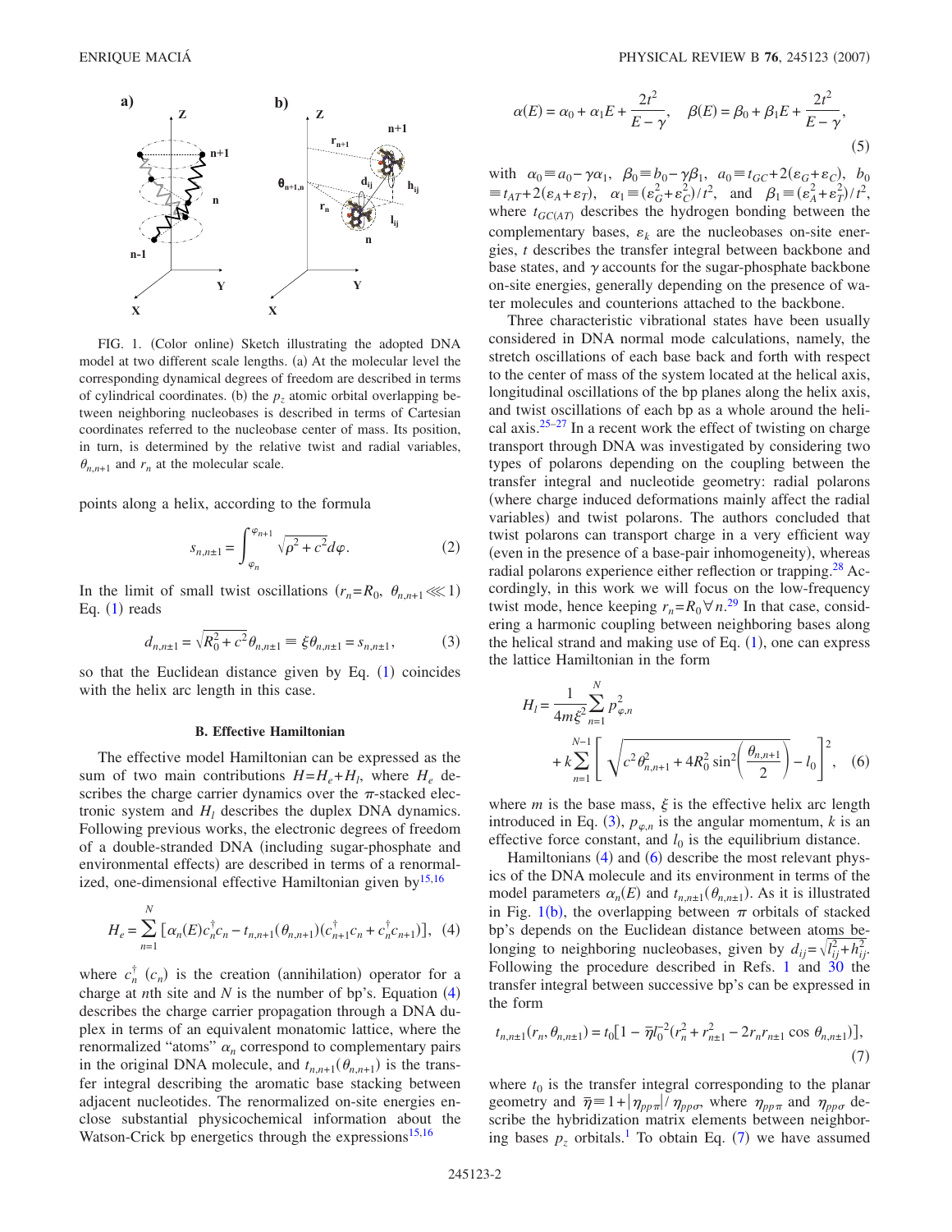FIG. 1. (Color online) Sketch illustrating the adopted DNA model at two different scale lengths. (a) At the molecular level the corresponding dynamical degrees of freedom are described in terms of cylindrical coordinates. (b) the $p_z$ atomic orbital overlapping between neighboring nucleobases is described in terms of Cartesian coordinates referred to the nucleobase center of mass. Its position, in turn, is determined by the relative twist and radial variables, $\theta_{n,n+1}$ and $r_n$ at the molecular scale.

points along a helix, according to the formula

$$s_{n,n\pm1} = \int_{\varphi_n}^{\varphi_{n+1}} \sqrt{\rho^2 + c^2} d\varphi. \qquad (2)$$

In the limit of small twist oscillations ($r_n = R_0$, $\theta_{n,n+1} \ll 1$) Eq. (1) reads

$$d_{n,n\pm1} = \sqrt{R_0^2 + c^2}\theta_{n,n\pm1} \equiv \xi\theta_{n,n\pm1} = s_{n,n\pm1}, \qquad (3)$$

so that the Euclidean distance given by Eq. (1) coincides with the helix arc length in this case.

### B. Effective Hamiltonian

The effective model Hamiltonian can be expressed as the sum of two main contributions $H = H_e + H_l$, where $H_e$ describes the charge carrier dynamics over the $\pi$-stacked electronic system and $H_l$ describes the duplex DNA dynamics. Following previous works, the electronic degrees of freedom of a double-stranded DNA (including sugar-phosphate and environmental effects) are described in terms of a renormalized, one-dimensional effective Hamiltonian given by[15,16]

$$H_e = \sum_{n=1}^{N} [\alpha_n(E) c_n^\dagger c_n - t_{n,n+1}(\theta_{n,n+1})(c_{n+1}^\dagger c_n + c_n^\dagger c_{n+1})], \quad (4)$$

where $c_n^\dagger$ ($c_n$) is the creation (annihilation) operator for a charge at $n$th site and $N$ is the number of bp's. Equation (4) describes the charge carrier propagation through a DNA duplex in terms of an equivalent monatomic lattice, where the renormalized "atoms" $\alpha_n$ correspond to complementary pairs in the original DNA molecule, and $t_{n,n+1}(\theta_{n,n+1})$ is the transfer integral describing the aromatic base stacking between adjacent nucleotides. The renormalized on-site energies enclose substantial physicochemical information about the Watson-Crick bp energetics through the expressions[15,16]

$$\alpha(E) = \alpha_0 + \alpha_1 E + \frac{2t^2}{E-\gamma}, \quad \beta(E) = \beta_0 + \beta_1 E + \frac{2t^2}{E-\gamma}, \qquad (5)$$

with $\alpha_0 \equiv a_0 - \gamma\alpha_1$, $\beta_0 \equiv b_0 - \gamma\beta_1$, $a_0 \equiv t_{GC} + 2(\varepsilon_G + \varepsilon_C)$, $b_0 \equiv t_{AT} + 2(\varepsilon_A + \varepsilon_T)$, $\alpha_1 \equiv (\varepsilon_G^2 + \varepsilon_C^2)/t^2$, and $\beta_1 \equiv (\varepsilon_A^2 + \varepsilon_T^2)/t^2$, where $t_{GC(AT)}$ describes the hydrogen bonding between the complementary bases, $\varepsilon_k$ are the nucleobases on-site energies, $t$ describes the transfer integral between backbone and base states, and $\gamma$ accounts for the sugar-phosphate backbone on-site energies, generally depending on the presence of water molecules and counterions attached to the backbone.

Three characteristic vibrational states have been usually considered in DNA normal mode calculations, namely, the stretch oscillations of each base back and forth with respect to the center of mass of the system located at the helical axis, longitudinal oscillations of the bp planes along the helix axis, and twist oscillations of each bp as a whole around the helical axis.[25–27] In a recent work the effect of twisting on charge transport through DNA was investigated by considering two types of polarons depending on the coupling between the transfer integral and nucleotide geometry: radial polarons (where charge induced deformations mainly affect the radial variables) and twist polarons. The authors concluded that twist polarons can transport charge in a very efficient way (even in the presence of a base-pair inhomogeneity), whereas radial polarons experience either reflection or trapping.[28] Accordingly, in this work we will focus on the low-frequency twist mode, hence keeping $r_n = R_0 \forall n$.[29] In that case, considering a harmonic coupling between neighboring bases along the helical strand and making use of Eq. (1), one can express the lattice Hamiltonian in the form

$$H_l = \frac{1}{4m\xi^2}\sum_{n=1}^{N} p_{\varphi,n}^2 + k\sum_{n=1}^{N-1}\left[\sqrt{c^2\theta_{n,n+1}^2 + 4R_0^2\sin^2\left(\frac{\theta_{n,n+1}}{2}\right)} - l_0\right]^2, \quad (6)$$

where $m$ is the base mass, $\xi$ is the effective helix arc length introduced in Eq. (3), $p_{\varphi,n}$ is the angular momentum, $k$ is an effective force constant, and $l_0$ is the equilibrium distance.

Hamiltonians (4) and (6) describe the most relevant physics of the DNA molecule and its environment in terms of the model parameters $\alpha_n(E)$ and $t_{n,n\pm1}(\theta_{n,n\pm1})$. As it is illustrated in Fig. 1(b), the overlapping between $\pi$ orbitals of stacked bp's depends on the Euclidean distance between atoms belonging to neighboring nucleobases, given by $d_{ij} = \sqrt{l_{ij}^2 + h_{ij}^2}$. Following the procedure described in Refs. 1 and 30 the transfer integral between successive bp's can be expressed in the form

$$t_{n,n\pm1}(r_n, \theta_{n,n\pm1}) = t_0[1 - \bar{\eta} l_0^{-2}(r_n^2 + r_{n\pm1}^2 - 2r_n r_{n\pm1}\cos\theta_{n,n\pm1})], \qquad (7)$$

where $t_0$ is the transfer integral corresponding to the planar geometry and $\bar{\eta} \equiv 1 + |\eta_{pp\pi}|/\eta_{pp\sigma}$, where $\eta_{pp\pi}$ and $\eta_{pp\sigma}$ describe the hybridization matrix elements between neighboring bases $p_z$ orbitals.[1] To obtain Eq. (7) we have assumed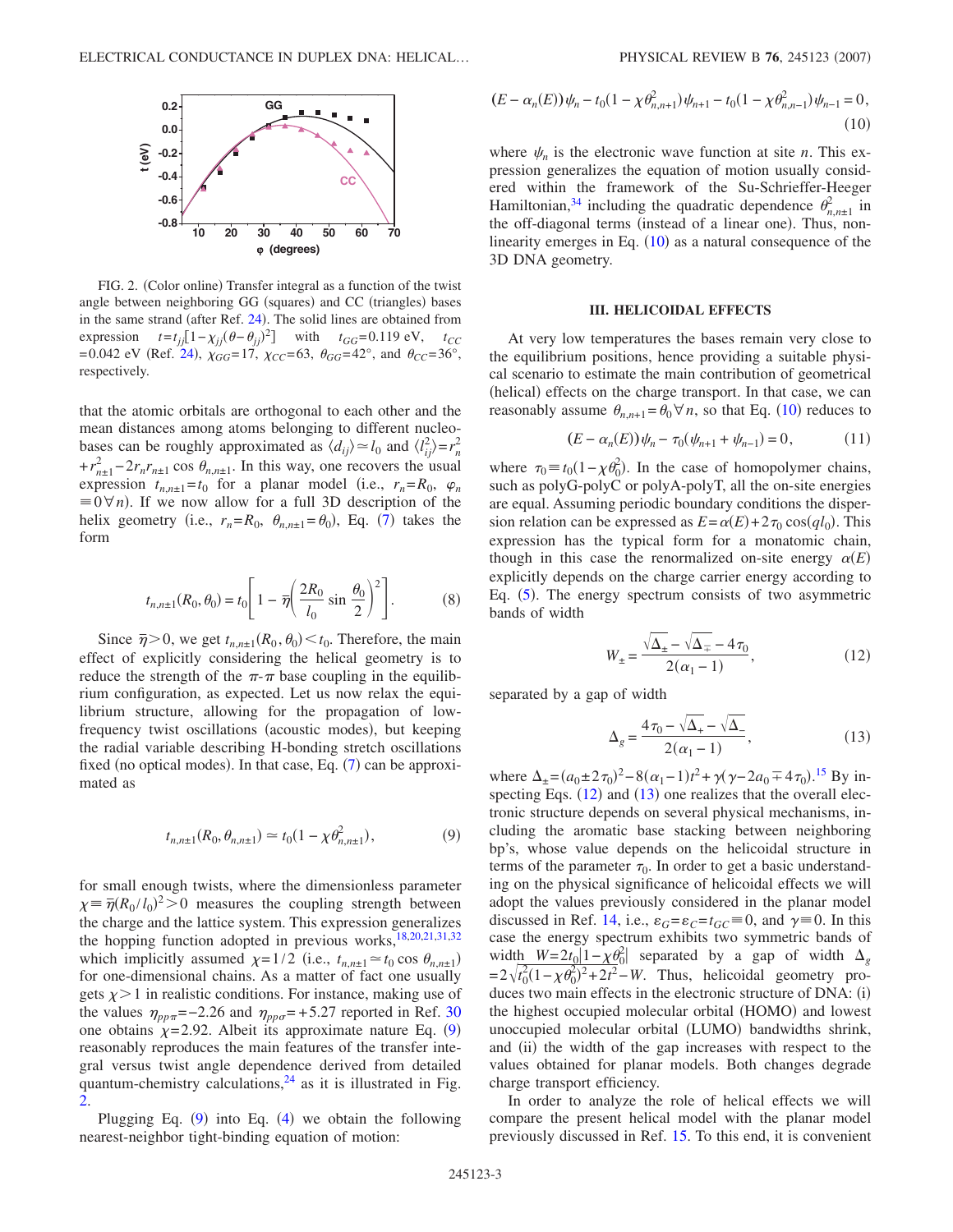FIG. 2. (Color online) Transfer integral as a function of the twist angle between neighboring GG (squares) and CC (triangles) bases in the same strand (after Ref. 24). The solid lines are obtained from expression $t=t_{jj}[1-\chi_{jj}(\theta-\theta_{jj})^2]$ with $t_{GG}=0.119$ eV, $t_{CC}=0.042$ eV (Ref. 24), $\chi_{GG}=17$, $\chi_{CC}=63$, $\theta_{GG}=42°$, and $\theta_{CC}=36°$, respectively.

that the atomic orbitals are orthogonal to each other and the mean distances among atoms belonging to different nucleobases can be roughly approximated as $\langle d_{ij}\rangle \simeq l_0$ and $\langle l_{ij}^2\rangle = r_n^2 + r_{n\pm1}^2 - 2r_n r_{n\pm1}\cos\theta_{n,n\pm1}$. In this way, one recovers the usual expression $t_{n,n\pm1}=t_0$ for a planar model (i.e., $r_n=R_0$, $\varphi_n \equiv 0\,\forall n$). If we now allow for a full 3D description of the helix geometry (i.e., $r_n=R_0$, $\theta_{n,n\pm1}=\theta_0$), Eq. (7) takes the form

$$t_{n,n\pm1}(R_0,\theta_0) = t_0\left[1-\bar{\eta}\left(\frac{2R_0}{l_0}\sin\frac{\theta_0}{2}\right)^2\right]. \tag{8}$$

Since $\bar{\eta}>0$, we get $t_{n,n\pm1}(R_0,\theta_0)<t_0$. Therefore, the main effect of explicitly considering the helical geometry is to reduce the strength of the $\pi$-$\pi$ base coupling in the equilibrium configuration, as expected. Let us now relax the equilibrium structure, allowing for the propagation of low-frequency twist oscillations (acoustic modes), but keeping the radial variable describing H-bonding stretch oscillations fixed (no optical modes). In that case, Eq. (7) can be approximated as

$$t_{n,n\pm1}(R_0,\theta_{n,n\pm1}) \simeq t_0(1-\chi\theta_{n,n\pm1}^2), \tag{9}$$

for small enough twists, where the dimensionless parameter $\chi \equiv \bar{\eta}(R_0/l_0)^2>0$ measures the coupling strength between the charge and the lattice system. This expression generalizes the hopping function adopted in previous works,[18,20,21,31,32] which implicitly assumed $\chi=1/2$ (i.e., $t_{n,n\pm1}\simeq t_0\cos\theta_{n,n\pm1}$) for one-dimensional chains. As a matter of fact one usually gets $\chi>1$ in realistic conditions. For instance, making use of the values $\eta_{pp\pi}=-2.26$ and $\eta_{pp\sigma}=+5.27$ reported in Ref. 30 one obtains $\chi=2.92$. Albeit its approximate nature Eq. (9) reasonably reproduces the main features of the transfer integral versus twist angle dependence derived from detailed quantum-chemistry calculations,[24] as it is illustrated in Fig. 2.

Plugging Eq. (9) into Eq. (4) we obtain the following nearest-neighbor tight-binding equation of motion:

$$(E-\alpha_n(E))\psi_n - t_0(1-\chi\theta_{n,n+1}^2)\psi_{n+1} - t_0(1-\chi\theta_{n,n-1}^2)\psi_{n-1}=0, \tag{10}$$

where $\psi_n$ is the electronic wave function at site $n$. This expression generalizes the equation of motion usually considered within the framework of the Su-Schrieffer-Heeger Hamiltonian,[34] including the quadratic dependence $\theta_{n,n\pm1}^2$ in the off-diagonal terms (instead of a linear one). Thus, nonlinearity emerges in Eq. (10) as a natural consequence of the 3D DNA geometry.

## III. HELICOIDAL EFFECTS

At very low temperatures the bases remain very close to the equilibrium positions, hence providing a suitable physical scenario to estimate the main contribution of geometrical (helical) effects on the charge transport. In that case, we can reasonably assume $\theta_{n,n+1}=\theta_0\,\forall n$, so that Eq. (10) reduces to

$$(E-\alpha_n(E))\psi_n - \tau_0(\psi_{n+1}+\psi_{n-1})=0, \tag{11}$$

where $\tau_0 \equiv t_0(1-\chi\theta_0^2)$. In the case of homopolymer chains, such as polyG-polyC or polyA-polyT, all the on-site energies are equal. Assuming periodic boundary conditions the dispersion relation can be expressed as $E=\alpha(E)+2\tau_0\cos(ql_0)$. This expression has the typical form for a monatomic chain, though in this case the renormalized on-site energy $\alpha(E)$ explicitly depends on the charge carrier energy according to Eq. (5). The energy spectrum consists of two asymmetric bands of width

$$W_\pm = \frac{\sqrt{\Delta_\pm}-\sqrt{\Delta_\mp}-4\tau_0}{2(\alpha_1-1)}, \tag{12}$$

separated by a gap of width

$$\Delta_g = \frac{4\tau_0-\sqrt{\Delta_+}-\sqrt{\Delta_-}}{2(\alpha_1-1)}, \tag{13}$$

where $\Delta_\pm=(a_0\pm2\tau_0)^2-8(\alpha_1-1)t^2+\gamma(\gamma-2a_0\mp4\tau_0)$.[15] By inspecting Eqs. (12) and (13) one realizes that the overall electronic structure depends on several physical mechanisms, including the aromatic base stacking between neighboring bp's, whose value depends on the helicoidal structure in terms of the parameter $\tau_0$. In order to get a basic understanding on the physical significance of helicoidal effects we will adopt the values previously considered in the planar model discussed in Ref. 14, i.e., $\varepsilon_G=\varepsilon_C=t_{GC}\equiv0$, and $\gamma\equiv0$. In this case the energy spectrum exhibits two symmetric bands of width $W=2t_0|1-\chi\theta_0^2|$ separated by a gap of width $\Delta_g=2\sqrt{t_0^2(1-\chi\theta_0^2)^2+2t^2}-W$. Thus, helicoidal geometry produces two main effects in the electronic structure of DNA: (i) the highest occupied molecular orbital (HOMO) and lowest unoccupied molecular orbital (LUMO) bandwidths shrink, and (ii) the width of the gap increases with respect to the values obtained for planar models. Both changes degrade charge transport efficiency.

In order to analyze the role of helical effects we will compare the present helical model with the planar model previously discussed in Ref. 15. To this end, it is convenient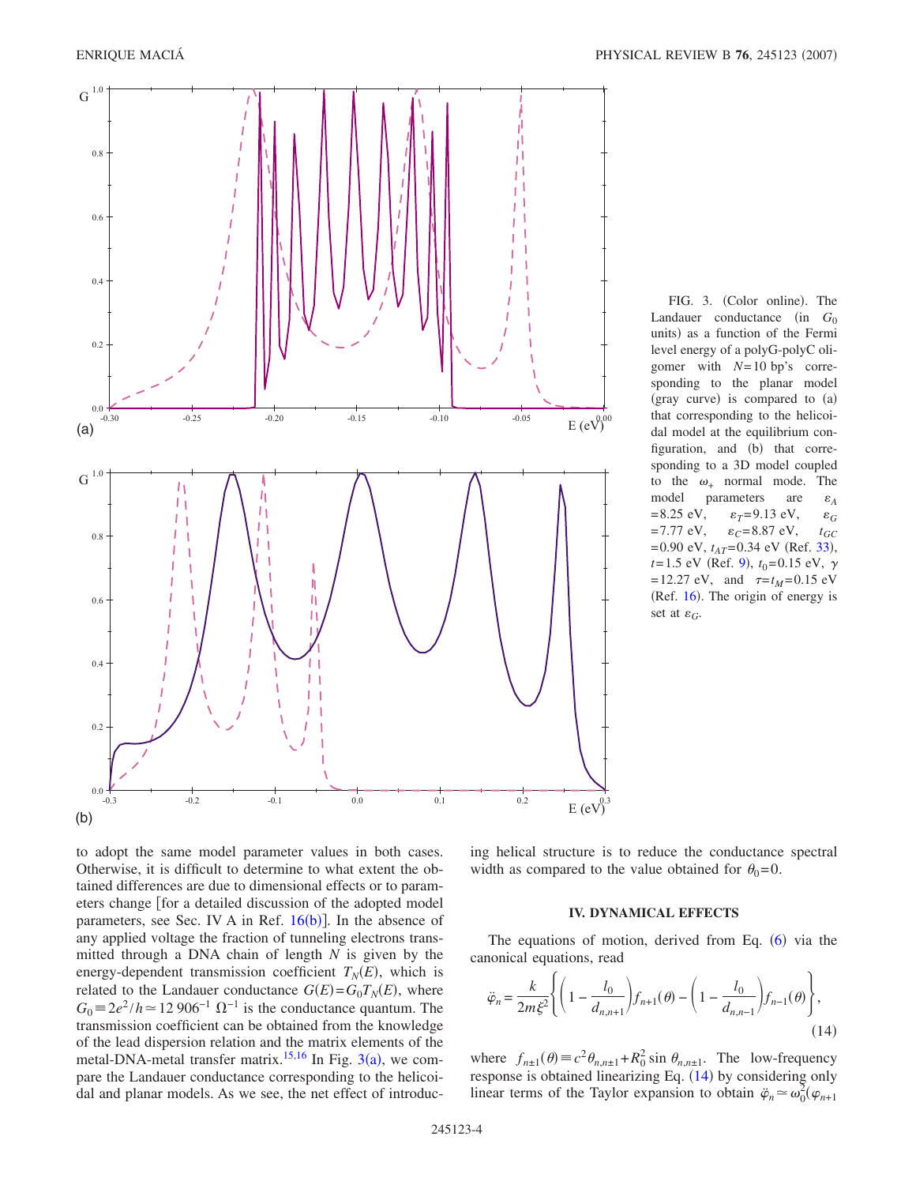FIG. 3. (Color online). The Landauer conductance (in $G_0$ units) as a function of the Fermi level energy of a polyG-polyC oligomer with $N=10$ bp's corresponding to the planar model (gray curve) is compared to (a) that corresponding to the helicoidal model at the equilibrium configuration, and (b) that corresponding to a 3D model coupled to the $\omega_+$ normal mode. The model parameters are $\varepsilon_A = 8.25$ eV, $\varepsilon_T = 9.13$ eV, $\varepsilon_G = 7.77$ eV, $\varepsilon_C = 8.87$ eV, $t_{GC} = 0.90$ eV, $t_{AT} = 0.34$ eV (Ref. 33), $t = 1.5$ eV (Ref. 9), $t_0 = 0.15$ eV, $\gamma = 12.27$ eV, and $\tau = t_M = 0.15$ eV (Ref. 16). The origin of energy is set at $\varepsilon_G$.

to adopt the same model parameter values in both cases. Otherwise, it is difficult to determine to what extent the obtained differences are due to dimensional effects or to parameters change [for a detailed discussion of the adopted model parameters, see Sec. IV A in Ref. 16(b)]. In the absence of any applied voltage the fraction of tunneling electrons transmitted through a DNA chain of length $N$ is given by the energy-dependent transmission coefficient $T_N(E)$, which is related to the Landauer conductance $G(E) = G_0 T_N(E)$, where $G_0 \equiv 2e^2/h \simeq 12\,906^{-1}\ \Omega^{-1}$ is the conductance quantum. The transmission coefficient can be obtained from the knowledge of the lead dispersion relation and the matrix elements of the metal-DNA-metal transfer matrix.[15,16] In Fig. 3(a), we compare the Landauer conductance corresponding to the helicoidal and planar models. As we see, the net effect of introducing helical structure is to reduce the conductance spectral width as compared to the value obtained for $\theta_0 = 0$.

## IV. DYNAMICAL EFFECTS

The equations of motion, derived from Eq. (6) via the canonical equations, read

$$\ddot{\varphi}_n = \frac{k}{2m\xi^2}\left\{\left(1 - \frac{l_0}{d_{n,n+1}}\right) f_{n+1}(\theta) - \left(1 - \frac{l_0}{d_{n,n-1}}\right) f_{n-1}(\theta)\right\}, \tag{14}$$

where $f_{n\pm1}(\theta) \equiv c^2\theta_{n,n\pm1} + R_0^2 \sin\theta_{n,n\pm1}$. The low-frequency response is obtained linearizing Eq. (14) by considering only linear terms of the Taylor expansion to obtain $\ddot{\varphi}_n \simeq \omega_0^2(\varphi_{n+1}$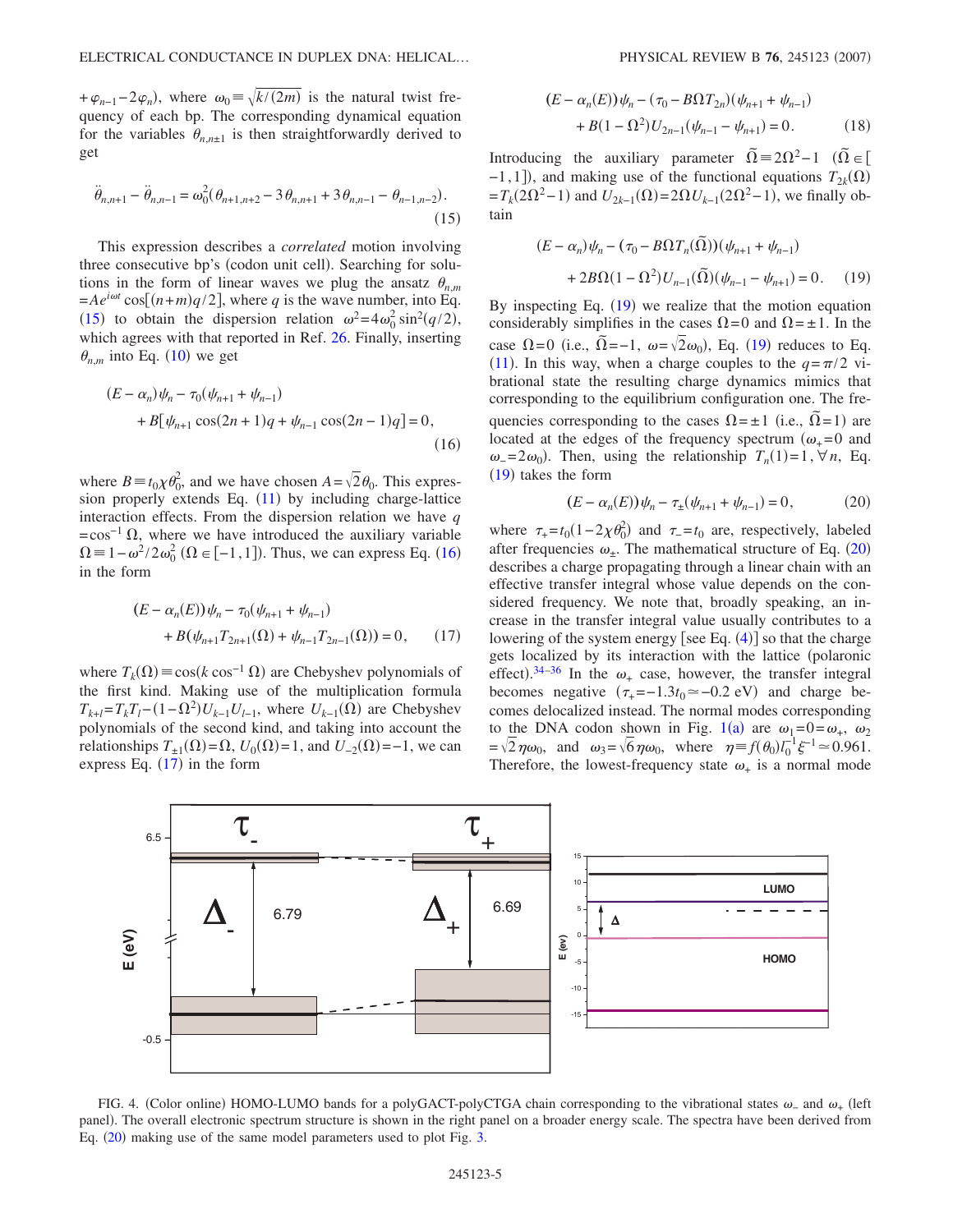$+\varphi_{n-1}-2\varphi_n)$, where $\omega_0 \equiv \sqrt{k/(2m)}$ is the natural twist frequency of each bp. The corresponding dynamical equation for the variables $\theta_{n,n\pm1}$ is then straightforwardly derived to get

$$\ddot{\theta}_{n,n+1} - \ddot{\theta}_{n,n-1} = \omega_0^2(\theta_{n+1,n+2} - 3\theta_{n,n+1} + 3\theta_{n,n-1} - \theta_{n-1,n-2}). \tag{15}$$

This expression describes a *correlated* motion involving three consecutive bp's (codon unit cell). Searching for solutions in the form of linear waves we plug the ansatz $\theta_{n,m} = Ae^{i\omega t}\cos[(n+m)q/2]$, where $q$ is the wave number, into Eq. (15) to obtain the dispersion relation $\omega^2 = 4\omega_0^2 \sin^2(q/2)$, which agrees with that reported in Ref. 26. Finally, inserting $\theta_{n,m}$ into Eq. (10) we get

$$(E-\alpha_n)\psi_n - \tau_0(\psi_{n+1}+\psi_{n-1}) + B[\psi_{n+1}\cos(2n+1)q + \psi_{n-1}\cos(2n-1)q] = 0, \tag{16}$$

where $B \equiv t_0\chi\theta_0^2$, and we have chosen $A=\sqrt{2}\theta_0$. This expression properly extends Eq. (11) by including charge-lattice interaction effects. From the dispersion relation we have $q = \cos^{-1}\Omega$, where we have introduced the auxiliary variable $\Omega \equiv 1-\omega^2/2\omega_0^2$ ($\Omega \in [-1,1]$). Thus, we can express Eq. (16) in the form

$$(E-\alpha_n(E))\psi_n - \tau_0(\psi_{n+1}+\psi_{n-1}) + B(\psi_{n+1}T_{2n+1}(\Omega) + \psi_{n-1}T_{2n-1}(\Omega)) = 0, \tag{17}$$

where $T_k(\Omega) \equiv \cos(k\cos^{-1}\Omega)$ are Chebyshev polynomials of the first kind. Making use of the multiplication formula $T_{k+l} = T_kT_l - (1-\Omega^2)U_{k-1}U_{l-1}$, where $U_{k-1}(\Omega)$ are Chebyshev polynomials of the second kind, and taking into account the relationships $T_{\pm1}(\Omega)=\Omega$, $U_0(\Omega)=1$, and $U_{-2}(\Omega)=-1$, we can express Eq. (17) in the form

$$(E-\alpha_n(E))\psi_n - (\tau_0 - B\Omega T_{2n})(\psi_{n+1}+\psi_{n-1}) + B(1-\Omega^2)U_{2n-1}(\psi_{n-1}-\psi_{n+1}) = 0. \tag{18}$$

Introducing the auxiliary parameter $\tilde{\Omega} \equiv 2\Omega^2 - 1$ ($\tilde{\Omega} \in [-1,1]$), and making use of the functional equations $T_{2k}(\Omega) = T_k(2\Omega^2-1)$ and $U_{2k-1}(\Omega) = 2\Omega U_{k-1}(2\Omega^2-1)$, we finally obtain

$$(E-\alpha_n)\psi_n - (\tau_0 - B\Omega T_n(\tilde{\Omega}))(\psi_{n+1}+\psi_{n-1}) + 2B\Omega(1-\Omega^2)U_{n-1}(\tilde{\Omega})(\psi_{n-1}-\psi_{n+1}) = 0. \tag{19}$$

By inspecting Eq. (19) we realize that the motion equation considerably simplifies in the cases $\Omega=0$ and $\Omega=\pm1$. In the case $\Omega=0$ (i.e., $\tilde{\Omega}=-1$, $\omega=\sqrt{2}\omega_0$), Eq. (19) reduces to Eq. (11). In this way, when a charge couples to the $q=\pi/2$ vibrational state the resulting charge dynamics mimics that corresponding to the equilibrium configuration one. The frequencies corresponding to the cases $\Omega=\pm1$ (i.e., $\tilde{\Omega}=1$) are located at the edges of the frequency spectrum ($\omega_+=0$ and $\omega_-=2\omega_0$). Then, using the relationship $T_n(1)=1, \forall n$, Eq. (19) takes the form

$$(E-\alpha_n(E))\psi_n - \tau_\pm(\psi_{n+1}+\psi_{n-1}) = 0, \tag{20}$$

where $\tau_+ = t_0(1-2\chi\theta_0^2)$ and $\tau_- = t_0$ are, respectively, labeled after frequencies $\omega_\pm$. The mathematical structure of Eq. (20) describes a charge propagating through a linear chain with an effective transfer integral whose value depends on the considered frequency. We note that, broadly speaking, an increase in the transfer integral value usually contributes to a lowering of the system energy [see Eq. (4)] so that the charge gets localized by its interaction with the lattice (polaronic effect).[34–36] In the $\omega_+$ case, however, the transfer integral becomes negative ($\tau_+ = -1.3t_0 \simeq -0.2$ eV) and charge becomes delocalized instead. The normal modes corresponding to the DNA codon shown in Fig. 1(a) are $\omega_1 = 0 = \omega_+$, $\omega_2 = \sqrt{2}\eta\omega_0$, and $\omega_3 = \sqrt{6}\eta\omega_0$, where $\eta \equiv f(\theta_0)l_0^{-1}\xi^{-1} \simeq 0.961$. Therefore, the lowest-frequency state $\omega_+$ is a normal mode

FIG. 4. (Color online) HOMO-LUMO bands for a polyGACT-polyCTGA chain corresponding to the vibrational states $\omega_-$ and $\omega_+$ (left panel). The overall electronic spectrum structure is shown in the right panel on a broader energy scale. The spectra have been derived from Eq. (20) making use of the same model parameters used to plot Fig. 3.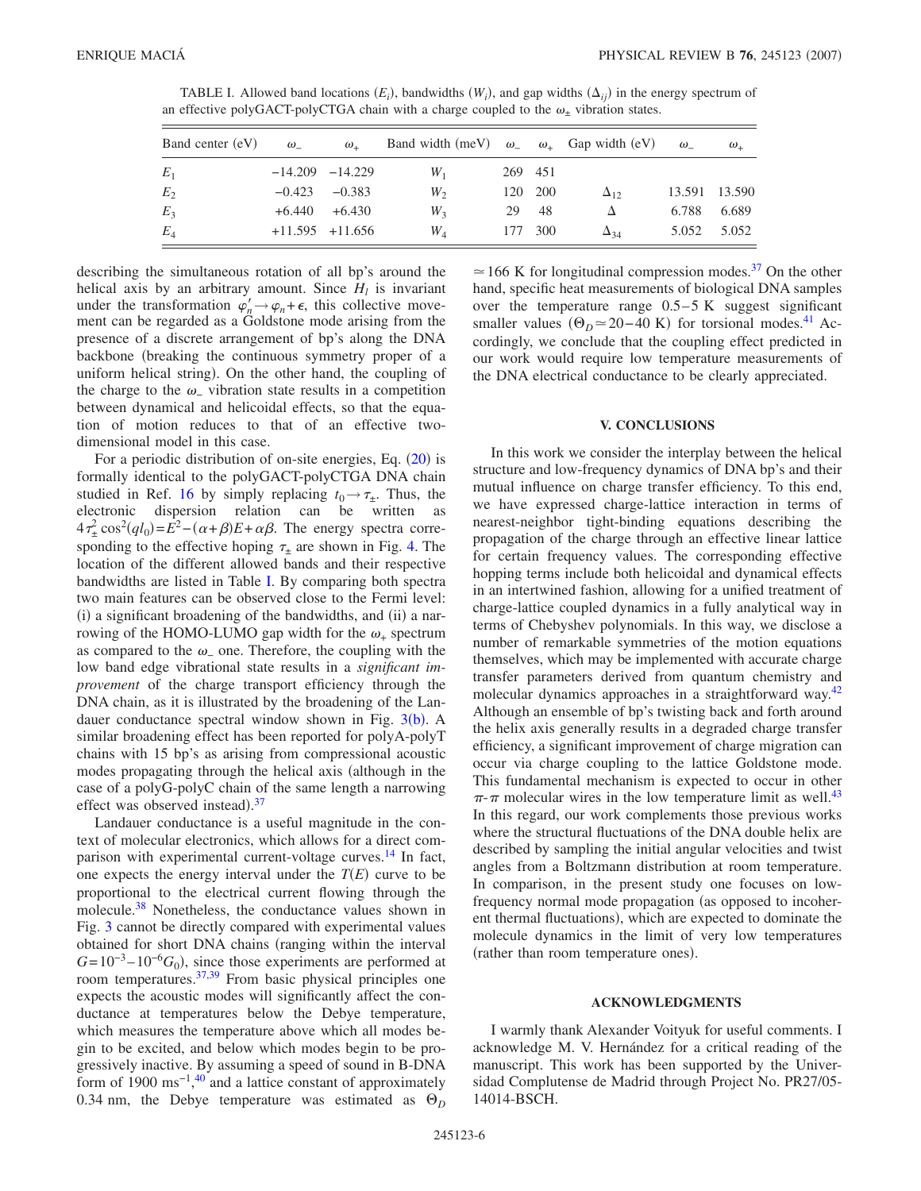TABLE I. Allowed band locations ($E_i$), bandwidths ($W_i$), and gap widths ($\Delta_{ij}$) in the energy spectrum of an effective polyGACT-polyCTGA chain with a charge coupled to the $\omega_{\pm}$ vibration states.

| Band center (eV) | $\omega_-$ | $\omega_+$ | Band width (meV) | $\omega_-$ | $\omega_+$ | Gap width (eV) | $\omega_-$ | $\omega_+$ |
|---|---|---|---|---|---|---|---|---|
| $E_1$ | −14.209 | −14.229 | $W_1$ | 269 | 451 | | | |
| $E_2$ | −0.423 | −0.383 | $W_2$ | 120 | 200 | $\Delta_{12}$ | 13.591 | 13.590 |
| $E_3$ | +6.440 | +6.430 | $W_3$ | 29 | 48 | $\Delta$ | 6.788 | 6.689 |
| $E_4$ | +11.595 | +11.656 | $W_4$ | 177 | 300 | $\Delta_{34}$ | 5.052 | 5.052 |

describing the simultaneous rotation of all bp's around the helical axis by an arbitrary amount. Since $H_l$ is invariant under the transformation $\varphi_n' \to \varphi_n + \epsilon$, this collective movement can be regarded as a Goldstone mode arising from the presence of a discrete arrangement of bp's along the DNA backbone (breaking the continuous symmetry proper of a uniform helical string). On the other hand, the coupling of the charge to the $\omega_-$ vibration state results in a competition between dynamical and helicoidal effects, so that the equation of motion reduces to that of an effective two-dimensional model in this case.

For a periodic distribution of on-site energies, Eq. (20) is formally identical to the polyGACT-polyCTGA DNA chain studied in Ref. 16 by simply replacing $t_0 \to \tau_{\pm}$. Thus, the electronic dispersion relation can be written as $4\tau_{\pm}^2 \cos^2(ql_0) = E^2 - (\alpha+\beta)E + \alpha\beta$. The energy spectra corresponding to the effective hoping $\tau_{\pm}$ are shown in Fig. 4. The location of the different allowed bands and their respective bandwidths are listed in Table I. By comparing both spectra two main features can be observed close to the Fermi level: (i) a significant broadening of the bandwidths, and (ii) a narrowing of the HOMO-LUMO gap width for the $\omega_+$ spectrum as compared to the $\omega_-$ one. Therefore, the coupling with the low band edge vibrational state results in a *significant improvement* of the charge transport efficiency through the DNA chain, as it is illustrated by the broadening of the Landauer conductance spectral window shown in Fig. 3(b). A similar broadening effect has been reported for polyA-polyT chains with 15 bp's as arising from compressional acoustic modes propagating through the helical axis (although in the case of a polyG-polyC chain of the same length a narrowing effect was observed instead).[37]

Landauer conductance is a useful magnitude in the context of molecular electronics, which allows for a direct comparison with experimental current-voltage curves.[14] In fact, one expects the energy interval under the $T(E)$ curve to be proportional to the electrical current flowing through the molecule.[38] Nonetheless, the conductance values shown in Fig. 3 cannot be directly compared with experimental values obtained for short DNA chains (ranging within the interval $G=10^{-3}-10^{-6}G_0$), since those experiments are performed at room temperatures.[37,39] From basic physical principles one expects the acoustic modes will significantly affect the conductance at temperatures below the Debye temperature, which measures the temperature above which all modes begin to be excited, and below which modes begin to be progressively inactive. By assuming a speed of sound in B-DNA form of 1900 $\mathrm{ms}^{-1}$,[40] and a lattice constant of approximately 0.34 nm, the Debye temperature was estimated as $\Theta_D \simeq 166$ K for longitudinal compression modes.[37] On the other hand, specific heat measurements of biological DNA samples over the temperature range 0.5–5 K suggest significant smaller values ($\Theta_D \simeq 20-40$ K) for torsional modes.[41] Accordingly, we conclude that the coupling effect predicted in our work would require low temperature measurements of the DNA electrical conductance to be clearly appreciated.

## V. CONCLUSIONS

In this work we consider the interplay between the helical structure and low-frequency dynamics of DNA bp's and their mutual influence on charge transfer efficiency. To this end, we have expressed charge-lattice interaction in terms of nearest-neighbor tight-binding equations describing the propagation of the charge through an effective linear lattice for certain frequency values. The corresponding effective hopping terms include both helicoidal and dynamical effects in an intertwined fashion, allowing for a unified treatment of charge-lattice coupled dynamics in a fully analytical way in terms of Chebyshev polynomials. In this way, we disclose a number of remarkable symmetries of the motion equations themselves, which may be implemented with accurate charge transfer parameters derived from quantum chemistry and molecular dynamics approaches in a straightforward way.[42] Although an ensemble of bp's twisting back and forth around the helix axis generally results in a degraded charge transfer efficiency, a significant improvement of charge migration can occur via charge coupling to the lattice Goldstone mode. This fundamental mechanism is expected to occur in other $\pi$-$\pi$ molecular wires in the low temperature limit as well.[43] In this regard, our work complements those previous works where the structural fluctuations of the DNA double helix are described by sampling the initial angular velocities and twist angles from a Boltzmann distribution at room temperature. In comparison, in the present study one focuses on low-frequency normal mode propagation (as opposed to incoherent thermal fluctuations), which are expected to dominate the molecule dynamics in the limit of very low temperatures (rather than room temperature ones).

## ACKNOWLEDGMENTS

I warmly thank Alexander Voityuk for useful comments. I acknowledge M. V. Hernández for a critical reading of the manuscript. This work has been supported by the Universidad Complutense de Madrid through Project No. PR27/05-14014-BSCH.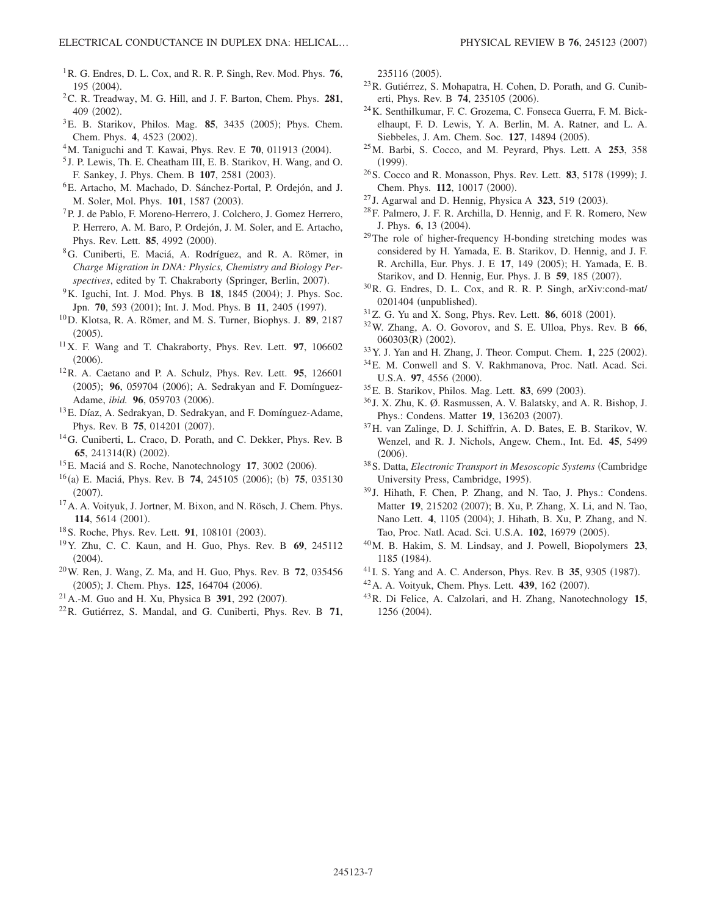[1] R. G. Endres, D. L. Cox, and R. R. P. Singh, Rev. Mod. Phys. **76**, 195 (2004).

[2] C. R. Treadway, M. G. Hill, and J. F. Barton, Chem. Phys. **281**, 409 (2002).

[3] E. B. Starikov, Philos. Mag. **85**, 3435 (2005); Phys. Chem. Chem. Phys. **4**, 4523 (2002).

[4] M. Taniguchi and T. Kawai, Phys. Rev. E **70**, 011913 (2004).

[5] J. P. Lewis, Th. E. Cheatham III, E. B. Starikov, H. Wang, and O. F. Sankey, J. Phys. Chem. B **107**, 2581 (2003).

[6] E. Artacho, M. Machado, D. Sánchez-Portal, P. Ordejón, and J. M. Soler, Mol. Phys. **101**, 1587 (2003).

[7] P. J. de Pablo, F. Moreno-Herrero, J. Colchero, J. Gomez Herrero, P. Herrero, A. M. Baro, P. Ordejón, J. M. Soler, and E. Artacho, Phys. Rev. Lett. **85**, 4992 (2000).

[8] G. Cuniberti, E. Maciá, A. Rodríguez, and R. A. Römer, in *Charge Migration in DNA: Physics, Chemistry and Biology Perspectives*, edited by T. Chakraborty (Springer, Berlin, 2007).

[9] K. Iguchi, Int. J. Mod. Phys. B **18**, 1845 (2004); J. Phys. Soc. Jpn. **70**, 593 (2001); Int. J. Mod. Phys. B **11**, 2405 (1997).

[10] D. Klotsa, R. A. Römer, and M. S. Turner, Biophys. J. **89**, 2187 (2005).

[11] X. F. Wang and T. Chakraborty, Phys. Rev. Lett. **97**, 106602 (2006).

[12] R. A. Caetano and P. A. Schulz, Phys. Rev. Lett. **95**, 126601 (2005); **96**, 059704 (2006); A. Sedrakyan and F. Domínguez-Adame, *ibid.* **96**, 059703 (2006).

[13] E. Díaz, A. Sedrakyan, D. Sedrakyan, and F. Domínguez-Adame, Phys. Rev. B **75**, 014201 (2007).

[14] G. Cuniberti, L. Craco, D. Porath, and C. Dekker, Phys. Rev. B **65**, 241314(R) (2002).

[15] E. Maciá and S. Roche, Nanotechnology **17**, 3002 (2006).

[16] (a) E. Maciá, Phys. Rev. B **74**, 245105 (2006); (b) **75**, 035130 (2007).

[17] A. A. Voityuk, J. Jortner, M. Bixon, and N. Rösch, J. Chem. Phys. **114**, 5614 (2001).

[18] S. Roche, Phys. Rev. Lett. **91**, 108101 (2003).

[19] Y. Zhu, C. C. Kaun, and H. Guo, Phys. Rev. B **69**, 245112 (2004).

[20] W. Ren, J. Wang, Z. Ma, and H. Guo, Phys. Rev. B **72**, 035456 (2005); J. Chem. Phys. **125**, 164704 (2006).

[21] A.-M. Guo and H. Xu, Physica B **391**, 292 (2007).

[22] R. Gutiérrez, S. Mandal, and G. Cuniberti, Phys. Rev. B **71**, 235116 (2005).

[23] R. Gutiérrez, S. Mohapatra, H. Cohen, D. Porath, and G. Cuniberti, Phys. Rev. B **74**, 235105 (2006).

[24] K. Senthilkumar, F. C. Grozema, C. Fonseca Guerra, F. M. Bickelhaupt, F. D. Lewis, Y. A. Berlin, M. A. Ratner, and L. A. Siebbeles, J. Am. Chem. Soc. **127**, 14894 (2005).

[25] M. Barbi, S. Cocco, and M. Peyrard, Phys. Lett. A **253**, 358 (1999).

[26] S. Cocco and R. Monasson, Phys. Rev. Lett. **83**, 5178 (1999); J. Chem. Phys. **112**, 10017 (2000).

[27] J. Agarwal and D. Hennig, Physica A **323**, 519 (2003).

[28] F. Palmero, J. F. R. Archilla, D. Hennig, and F. R. Romero, New J. Phys. **6**, 13 (2004).

[29] The role of higher-frequency H-bonding stretching modes was considered by H. Yamada, E. B. Starikov, D. Hennig, and J. F. R. Archilla, Eur. Phys. J. E **17**, 149 (2005); H. Yamada, E. B. Starikov, and D. Hennig, Eur. Phys. J. B **59**, 185 (2007).

[30] R. G. Endres, D. L. Cox, and R. R. P. Singh, arXiv:cond-mat/0201404 (unpublished).

[31] Z. G. Yu and X. Song, Phys. Rev. Lett. **86**, 6018 (2001).

[32] W. Zhang, A. O. Govorov, and S. E. Ulloa, Phys. Rev. B **66**, 060303(R) (2002).

[33] Y. J. Yan and H. Zhang, J. Theor. Comput. Chem. **1**, 225 (2002).

[34] E. M. Conwell and S. V. Rakhmanova, Proc. Natl. Acad. Sci. U.S.A. **97**, 4556 (2000).

[35] E. B. Starikov, Philos. Mag. Lett. **83**, 699 (2003).

[36] J. X. Zhu, K. Ø. Rasmussen, A. V. Balatsky, and A. R. Bishop, J. Phys.: Condens. Matter **19**, 136203 (2007).

[37] H. van Zalinge, D. J. Schiffrin, A. D. Bates, E. B. Starikov, W. Wenzel, and R. J. Nichols, Angew. Chem., Int. Ed. **45**, 5499 (2006).

[38] S. Datta, *Electronic Transport in Mesoscopic Systems* (Cambridge University Press, Cambridge, 1995).

[39] J. Hihath, F. Chen, P. Zhang, and N. Tao, J. Phys.: Condens. Matter **19**, 215202 (2007); B. Xu, P. Zhang, X. Li, and N. Tao, Nano Lett. **4**, 1105 (2004); J. Hihath, B. Xu, P. Zhang, and N. Tao, Proc. Natl. Acad. Sci. U.S.A. **102**, 16979 (2005).

[40] M. B. Hakim, S. M. Lindsay, and J. Powell, Biopolymers **23**, 1185 (1984).

[41] I. S. Yang and A. C. Anderson, Phys. Rev. B **35**, 9305 (1987).

[42] A. A. Voityuk, Chem. Phys. Lett. **439**, 162 (2007).

[43] R. Di Felice, A. Calzolari, and H. Zhang, Nanotechnology **15**, 1256 (2004).